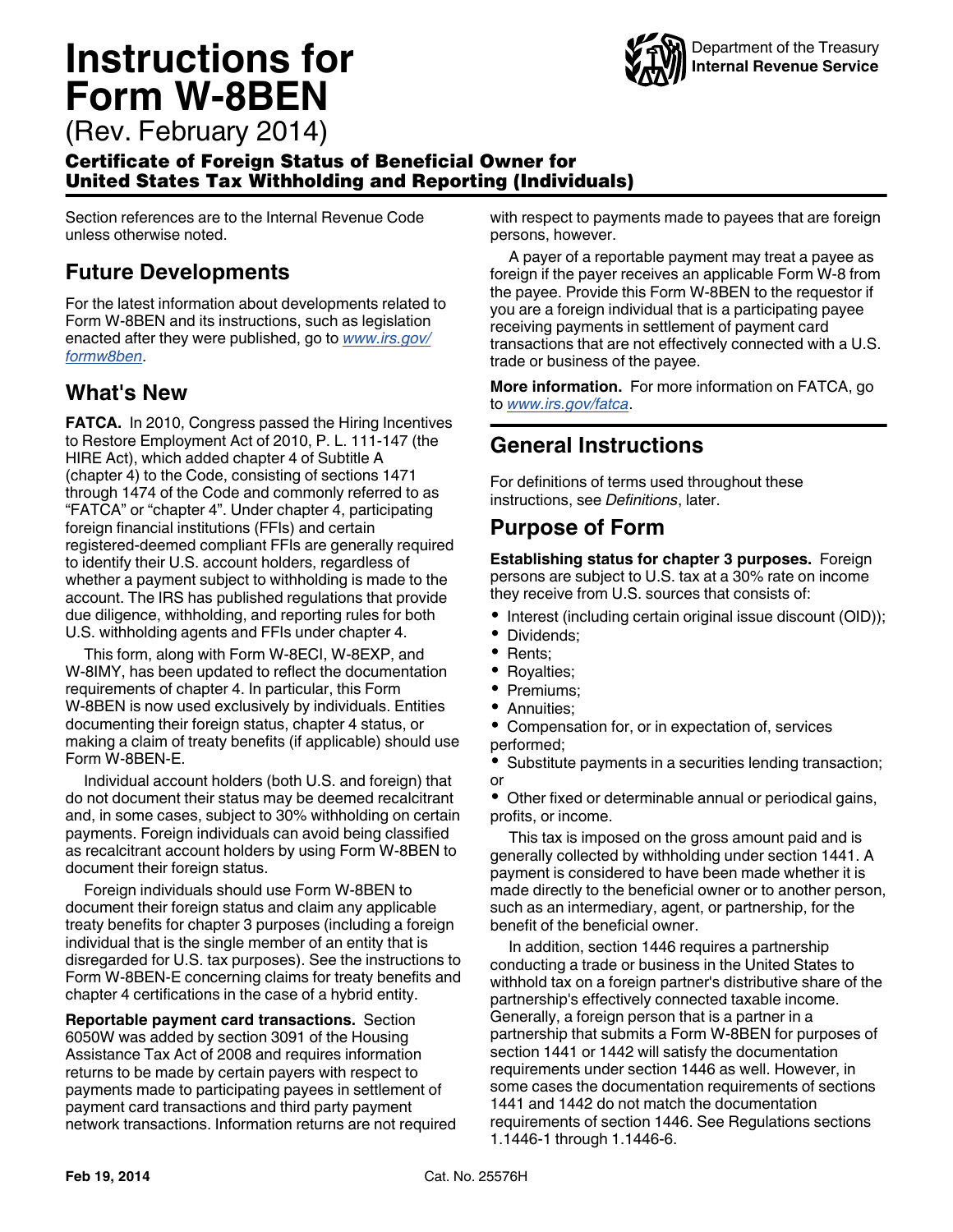# Instructions for Form W-8BEN

(Rev. February 2014)

**Certificate of Foreign Status of Beneficial Owner for United States Tax Withholding and Reporting (Individuals)**

Department of the Treasury
Internal Revenue Service

Section references are to the Internal Revenue Code unless otherwise noted.

## Future Developments

For the latest information about developments related to Form W-8BEN and its instructions, such as legislation enacted after they were published, go to *www.irs.gov/formw8ben*.

## What's New

**FATCA.** In 2010, Congress passed the Hiring Incentives to Restore Employment Act of 2010, P. L. 111-147 (the HIRE Act), which added chapter 4 of Subtitle A (chapter 4) to the Code, consisting of sections 1471 through 1474 of the Code and commonly referred to as "FATCA" or "chapter 4". Under chapter 4, participating foreign financial institutions (FFIs) and certain registered-deemed compliant FFIs are generally required to identify their U.S. account holders, regardless of whether a payment subject to withholding is made to the account. The IRS has published regulations that provide due diligence, withholding, and reporting rules for both U.S. withholding agents and FFIs under chapter 4.

This form, along with Form W-8ECI, W-8EXP, and W-8IMY, has been updated to reflect the documentation requirements of chapter 4. In particular, this Form W-8BEN is now used exclusively by individuals. Entities documenting their foreign status, chapter 4 status, or making a claim of treaty benefits (if applicable) should use Form W-8BEN-E.

Individual account holders (both U.S. and foreign) that do not document their status may be deemed recalcitrant and, in some cases, subject to 30% withholding on certain payments. Foreign individuals can avoid being classified as recalcitrant account holders by using Form W-8BEN to document their foreign status.

Foreign individuals should use Form W-8BEN to document their foreign status and claim any applicable treaty benefits for chapter 3 purposes (including a foreign individual that is the single member of an entity that is disregarded for U.S. tax purposes). See the instructions to Form W-8BEN-E concerning claims for treaty benefits and chapter 4 certifications in the case of a hybrid entity.

**Reportable payment card transactions.** Section 6050W was added by section 3091 of the Housing Assistance Tax Act of 2008 and requires information returns to be made by certain payers with respect to payments made to participating payees in settlement of payment card transactions and third party payment network transactions. Information returns are not required with respect to payments made to payees that are foreign persons, however.

A payer of a reportable payment may treat a payee as foreign if the payer receives an applicable Form W-8 from the payee. Provide this Form W-8BEN to the requestor if you are a foreign individual that is a participating payee receiving payments in settlement of payment card transactions that are not effectively connected with a U.S. trade or business of the payee.

**More information.** For more information on FATCA, go to *www.irs.gov/fatca*.

## General Instructions

For definitions of terms used throughout these instructions, see *Definitions*, later.

## Purpose of Form

**Establishing status for chapter 3 purposes.** Foreign persons are subject to U.S. tax at a 30% rate on income they receive from U.S. sources that consists of:

- Interest (including certain original issue discount (OID));
- Dividends;
- Rents;
- Royalties;
- Premiums;
- Annuities;
- Compensation for, or in expectation of, services performed;
- Substitute payments in a securities lending transaction; or
- Other fixed or determinable annual or periodical gains, profits, or income.

This tax is imposed on the gross amount paid and is generally collected by withholding under section 1441. A payment is considered to have been made whether it is made directly to the beneficial owner or to another person, such as an intermediary, agent, or partnership, for the benefit of the beneficial owner.

In addition, section 1446 requires a partnership conducting a trade or business in the United States to withhold tax on a foreign partner's distributive share of the partnership's effectively connected taxable income. Generally, a foreign person that is a partner in a partnership that submits a Form W-8BEN for purposes of section 1441 or 1442 will satisfy the documentation requirements under section 1446 as well. However, in some cases the documentation requirements of sections 1441 and 1442 do not match the documentation requirements of section 1446. See Regulations sections 1.1446-1 through 1.1446-6.

Feb 19, 2014 Cat. No. 25576H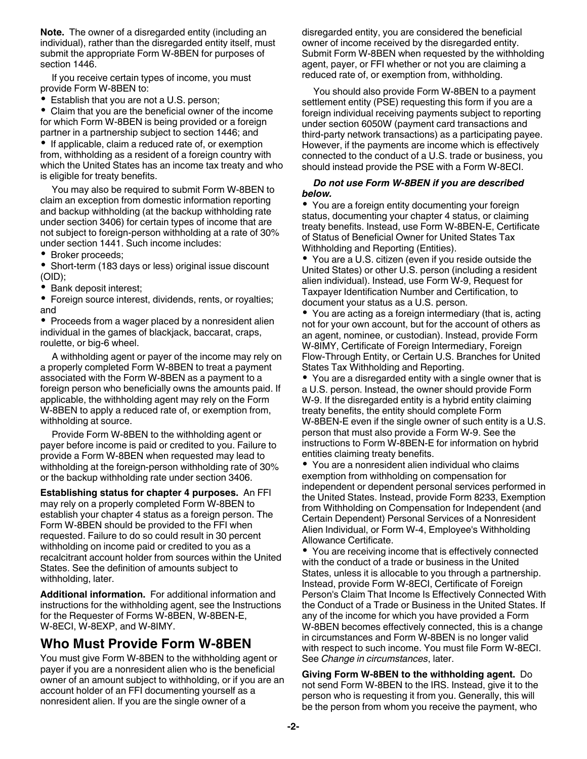**Note.** The owner of a disregarded entity (including an individual), rather than the disregarded entity itself, must submit the appropriate Form W-8BEN for purposes of section 1446.

If you receive certain types of income, you must provide Form W-8BEN to:

- Establish that you are not a U.S. person;
- Claim that you are the beneficial owner of the income for which Form W-8BEN is being provided or a foreign partner in a partnership subject to section 1446; and
- If applicable, claim a reduced rate of, or exemption from, withholding as a resident of a foreign country with which the United States has an income tax treaty and who is eligible for treaty benefits.

You may also be required to submit Form W-8BEN to claim an exception from domestic information reporting and backup withholding (at the backup withholding rate under section 3406) for certain types of income that are not subject to foreign-person withholding at a rate of 30% under section 1441. Such income includes:

- Broker proceeds;
- Short-term (183 days or less) original issue discount (OID);
- Bank deposit interest;
- Foreign source interest, dividends, rents, or royalties; and
- Proceeds from a wager placed by a nonresident alien individual in the games of blackjack, baccarat, craps, roulette, or big-6 wheel.

A withholding agent or payer of the income may rely on a properly completed Form W-8BEN to treat a payment associated with the Form W-8BEN as a payment to a foreign person who beneficially owns the amounts paid. If applicable, the withholding agent may rely on the Form W-8BEN to apply a reduced rate of, or exemption from, withholding at source.

Provide Form W-8BEN to the withholding agent or payer before income is paid or credited to you. Failure to provide a Form W-8BEN when requested may lead to withholding at the foreign-person withholding rate of 30% or the backup withholding rate under section 3406.

**Establishing status for chapter 4 purposes.** An FFI may rely on a properly completed Form W-8BEN to establish your chapter 4 status as a foreign person. The Form W-8BEN should be provided to the FFI when requested. Failure to do so could result in 30 percent withholding on income paid or credited to you as a recalcitrant account holder from sources within the United States. See the definition of amounts subject to withholding, later.

**Additional information.** For additional information and instructions for the withholding agent, see the Instructions for the Requester of Forms W-8BEN, W-8BEN-E, W-8ECI, W-8EXP, and W-8IMY.

## Who Must Provide Form W-8BEN

You must give Form W-8BEN to the withholding agent or payer if you are a nonresident alien who is the beneficial owner of an amount subject to withholding, or if you are an account holder of an FFI documenting yourself as a nonresident alien. If you are the single owner of a disregarded entity, you are considered the beneficial owner of income received by the disregarded entity. Submit Form W-8BEN when requested by the withholding agent, payer, or FFI whether or not you are claiming a reduced rate of, or exemption from, withholding.

You should also provide Form W-8BEN to a payment settlement entity (PSE) requesting this form if you are a foreign individual receiving payments subject to reporting under section 6050W (payment card transactions and third-party network transactions) as a participating payee. However, if the payments are income which is effectively connected to the conduct of a U.S. trade or business, you should instead provide the PSE with a Form W-8ECI.

***Do not use Form W-8BEN if you are described below.***

- You are a foreign entity documenting your foreign status, documenting your chapter 4 status, or claiming treaty benefits. Instead, use Form W-8BEN-E, Certificate of Status of Beneficial Owner for United States Tax Withholding and Reporting (Entities).
- You are a U.S. citizen (even if you reside outside the United States) or other U.S. person (including a resident alien individual). Instead, use Form W-9, Request for Taxpayer Identification Number and Certification, to document your status as a U.S. person.
- You are acting as a foreign intermediary (that is, acting not for your own account, but for the account of others as an agent, nominee, or custodian). Instead, provide Form W-8IMY, Certificate of Foreign Intermediary, Foreign Flow-Through Entity, or Certain U.S. Branches for United States Tax Withholding and Reporting.
- You are a disregarded entity with a single owner that is a U.S. person. Instead, the owner should provide Form W-9. If the disregarded entity is a hybrid entity claiming treaty benefits, the entity should complete Form W-8BEN-E even if the single owner of such entity is a U.S. person that must also provide a Form W-9. See the instructions to Form W-8BEN-E for information on hybrid entities claiming treaty benefits.
- You are a nonresident alien individual who claims exemption from withholding on compensation for independent or dependent personal services performed in the United States. Instead, provide Form 8233, Exemption from Withholding on Compensation for Independent (and Certain Dependent) Personal Services of a Nonresident Alien Individual, or Form W-4, Employee's Withholding Allowance Certificate.
- You are receiving income that is effectively connected with the conduct of a trade or business in the United States, unless it is allocable to you through a partnership. Instead, provide Form W-8ECI, Certificate of Foreign Person's Claim That Income Is Effectively Connected With the Conduct of a Trade or Business in the United States. If any of the income for which you have provided a Form W-8BEN becomes effectively connected, this is a change in circumstances and Form W-8BEN is no longer valid with respect to such income. You must file Form W-8ECI. See *Change in circumstances*, later.

**Giving Form W-8BEN to the withholding agent.** Do not send Form W-8BEN to the IRS. Instead, give it to the person who is requesting it from you. Generally, this will be the person from whom you receive the payment, who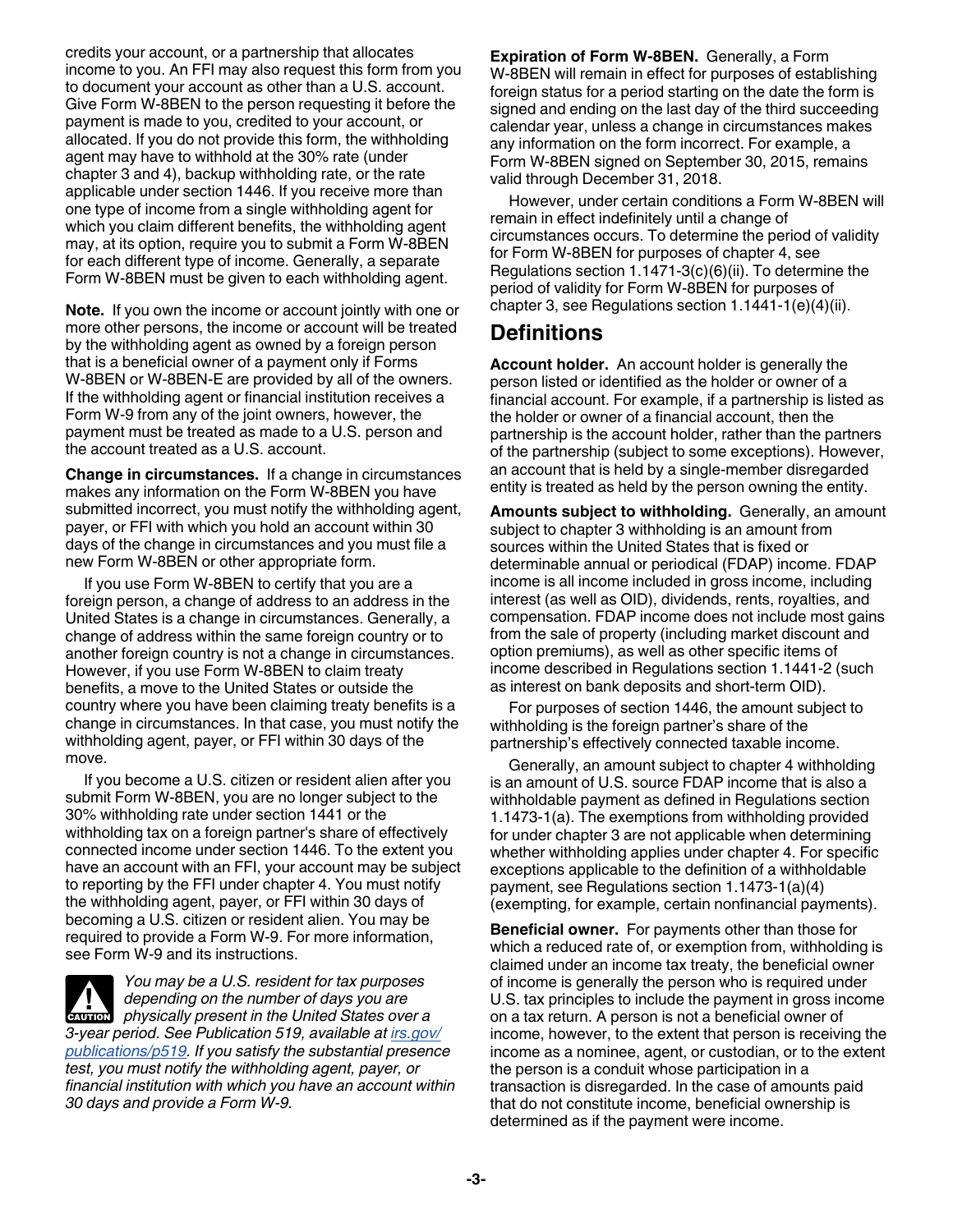credits your account, or a partnership that allocates income to you. An FFI may also request this form from you to document your account as other than a U.S. account. Give Form W-8BEN to the person requesting it before the payment is made to you, credited to your account, or allocated. If you do not provide this form, the withholding agent may have to withhold at the 30% rate (under chapter 3 and 4), backup withholding rate, or the rate applicable under section 1446. If you receive more than one type of income from a single withholding agent for which you claim different benefits, the withholding agent may, at its option, require you to submit a Form W-8BEN for each different type of income. Generally, a separate Form W-8BEN must be given to each withholding agent.

**Note.** If you own the income or account jointly with one or more other persons, the income or account will be treated by the withholding agent as owned by a foreign person that is a beneficial owner of a payment only if Forms W-8BEN or W-8BEN-E are provided by all of the owners. If the withholding agent or financial institution receives a Form W-9 from any of the joint owners, however, the payment must be treated as made to a U.S. person and the account treated as a U.S. account.

**Change in circumstances.** If a change in circumstances makes any information on the Form W-8BEN you have submitted incorrect, you must notify the withholding agent, payer, or FFI with which you hold an account within 30 days of the change in circumstances and you must file a new Form W-8BEN or other appropriate form.

If you use Form W-8BEN to certify that you are a foreign person, a change of address to an address in the United States is a change in circumstances. Generally, a change of address within the same foreign country or to another foreign country is not a change in circumstances. However, if you use Form W-8BEN to claim treaty benefits, a move to the United States or outside the country where you have been claiming treaty benefits is a change in circumstances. In that case, you must notify the withholding agent, payer, or FFI within 30 days of the move.

If you become a U.S. citizen or resident alien after you submit Form W-8BEN, you are no longer subject to the 30% withholding rate under section 1441 or the withholding tax on a foreign partner's share of effectively connected income under section 1446. To the extent you have an account with an FFI, your account may be subject to reporting by the FFI under chapter 4. You must notify the withholding agent, payer, or FFI within 30 days of becoming a U.S. citizen or resident alien. You may be required to provide a Form W-9. For more information, see Form W-9 and its instructions.

**CAUTION** *You may be a U.S. resident for tax purposes depending on the number of days you are physically present in the United States over a 3-year period. See Publication 519, available at irs.gov/publications/p519. If you satisfy the substantial presence test, you must notify the withholding agent, payer, or financial institution with which you have an account within 30 days and provide a Form W-9.*

**Expiration of Form W-8BEN.** Generally, a Form W-8BEN will remain in effect for purposes of establishing foreign status for a period starting on the date the form is signed and ending on the last day of the third succeeding calendar year, unless a change in circumstances makes any information on the form incorrect. For example, a Form W-8BEN signed on September 30, 2015, remains valid through December 31, 2018.

However, under certain conditions a Form W-8BEN will remain in effect indefinitely until a change of circumstances occurs. To determine the period of validity for Form W-8BEN for purposes of chapter 4, see Regulations section 1.1471-3(c)(6)(ii). To determine the period of validity for Form W-8BEN for purposes of chapter 3, see Regulations section 1.1441-1(e)(4)(ii).

## Definitions

**Account holder.** An account holder is generally the person listed or identified as the holder or owner of a financial account. For example, if a partnership is listed as the holder or owner of a financial account, then the partnership is the account holder, rather than the partners of the partnership (subject to some exceptions). However, an account that is held by a single-member disregarded entity is treated as held by the person owning the entity.

**Amounts subject to withholding.** Generally, an amount subject to chapter 3 withholding is an amount from sources within the United States that is fixed or determinable annual or periodical (FDAP) income. FDAP income is all income included in gross income, including interest (as well as OID), dividends, rents, royalties, and compensation. FDAP income does not include most gains from the sale of property (including market discount and option premiums), as well as other specific items of income described in Regulations section 1.1441-2 (such as interest on bank deposits and short-term OID).

For purposes of section 1446, the amount subject to withholding is the foreign partner's share of the partnership's effectively connected taxable income.

Generally, an amount subject to chapter 4 withholding is an amount of U.S. source FDAP income that is also a withholdable payment as defined in Regulations section 1.1473-1(a). The exemptions from withholding provided for under chapter 3 are not applicable when determining whether withholding applies under chapter 4. For specific exceptions applicable to the definition of a withholdable payment, see Regulations section 1.1473-1(a)(4) (exempting, for example, certain nonfinancial payments).

**Beneficial owner.** For payments other than those for which a reduced rate of, or exemption from, withholding is claimed under an income tax treaty, the beneficial owner of income is generally the person who is required under U.S. tax principles to include the payment in gross income on a tax return. A person is not a beneficial owner of income, however, to the extent that person is receiving the income as a nominee, agent, or custodian, or to the extent the person is a conduit whose participation in a transaction is disregarded. In the case of amounts paid that do not constitute income, beneficial ownership is determined as if the payment were income.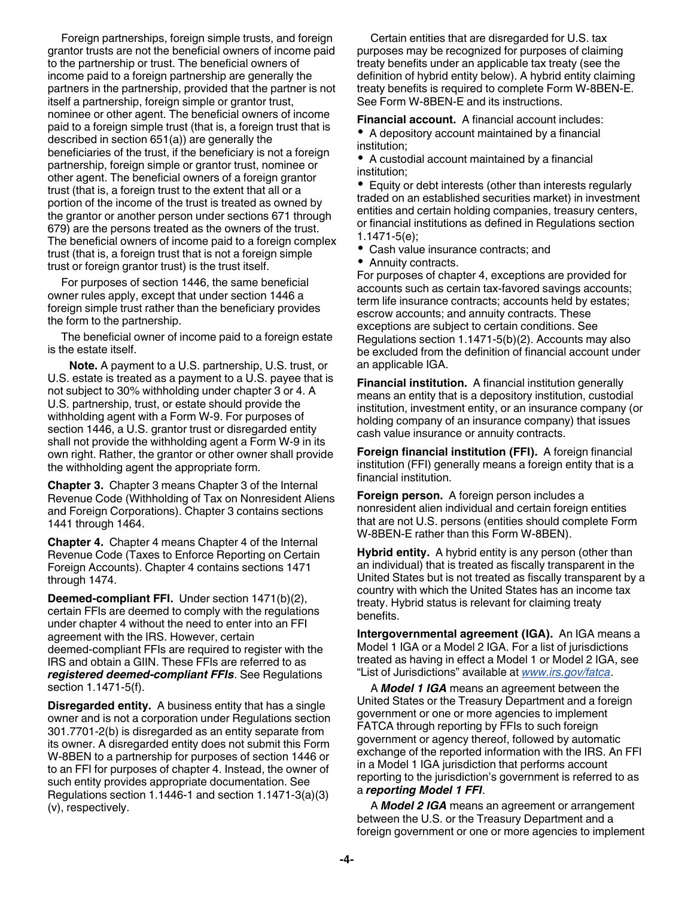Foreign partnerships, foreign simple trusts, and foreign grantor trusts are not the beneficial owners of income paid to the partnership or trust. The beneficial owners of income paid to a foreign partnership are generally the partners in the partnership, provided that the partner is not itself a partnership, foreign simple or grantor trust, nominee or other agent. The beneficial owners of income paid to a foreign simple trust (that is, a foreign trust that is described in section 651(a)) are generally the beneficiaries of the trust, if the beneficiary is not a foreign partnership, foreign simple or grantor trust, nominee or other agent. The beneficial owners of a foreign grantor trust (that is, a foreign trust to the extent that all or a portion of the income of the trust is treated as owned by the grantor or another person under sections 671 through 679) are the persons treated as the owners of the trust. The beneficial owners of income paid to a foreign complex trust (that is, a foreign trust that is not a foreign simple trust or foreign grantor trust) is the trust itself.

For purposes of section 1446, the same beneficial owner rules apply, except that under section 1446 a foreign simple trust rather than the beneficiary provides the form to the partnership.

The beneficial owner of income paid to a foreign estate is the estate itself.

**Note.** A payment to a U.S. partnership, U.S. trust, or U.S. estate is treated as a payment to a U.S. payee that is not subject to 30% withholding under chapter 3 or 4. A U.S. partnership, trust, or estate should provide the withholding agent with a Form W-9. For purposes of section 1446, a U.S. grantor trust or disregarded entity shall not provide the withholding agent a Form W-9 in its own right. Rather, the grantor or other owner shall provide the withholding agent the appropriate form.

**Chapter 3.** Chapter 3 means Chapter 3 of the Internal Revenue Code (Withholding of Tax on Nonresident Aliens and Foreign Corporations). Chapter 3 contains sections 1441 through 1464.

**Chapter 4.** Chapter 4 means Chapter 4 of the Internal Revenue Code (Taxes to Enforce Reporting on Certain Foreign Accounts). Chapter 4 contains sections 1471 through 1474.

**Deemed-compliant FFI.** Under section 1471(b)(2), certain FFIs are deemed to comply with the regulations under chapter 4 without the need to enter into an FFI agreement with the IRS. However, certain deemed-compliant FFIs are required to register with the IRS and obtain a GIIN. These FFIs are referred to as ***registered deemed-compliant FFIs***. See Regulations section 1.1471-5(f).

**Disregarded entity.** A business entity that has a single owner and is not a corporation under Regulations section 301.7701-2(b) is disregarded as an entity separate from its owner. A disregarded entity does not submit this Form W-8BEN to a partnership for purposes of section 1446 or to an FFI for purposes of chapter 4. Instead, the owner of such entity provides appropriate documentation. See Regulations section 1.1446-1 and section 1.1471-3(a)(3)(v), respectively.

Certain entities that are disregarded for U.S. tax purposes may be recognized for purposes of claiming treaty benefits under an applicable tax treaty (see the definition of hybrid entity below). A hybrid entity claiming treaty benefits is required to complete Form W-8BEN-E. See Form W-8BEN-E and its instructions.

**Financial account.** A financial account includes:

- A depository account maintained by a financial institution;
- A custodial account maintained by a financial institution;
- Equity or debt interests (other than interests regularly traded on an established securities market) in investment entities and certain holding companies, treasury centers, or financial institutions as defined in Regulations section 1.1471-5(e);
- Cash value insurance contracts; and
- Annuity contracts.

For purposes of chapter 4, exceptions are provided for accounts such as certain tax-favored savings accounts; term life insurance contracts; accounts held by estates; escrow accounts; and annuity contracts. These exceptions are subject to certain conditions. See Regulations section 1.1471-5(b)(2). Accounts may also be excluded from the definition of financial account under an applicable IGA.

**Financial institution.** A financial institution generally means an entity that is a depository institution, custodial institution, investment entity, or an insurance company (or holding company of an insurance company) that issues cash value insurance or annuity contracts.

**Foreign financial institution (FFI).** A foreign financial institution (FFI) generally means a foreign entity that is a financial institution.

**Foreign person.** A foreign person includes a nonresident alien individual and certain foreign entities that are not U.S. persons (entities should complete Form W-8BEN-E rather than this Form W-8BEN).

**Hybrid entity.** A hybrid entity is any person (other than an individual) that is treated as fiscally transparent in the United States but is not treated as fiscally transparent by a country with which the United States has an income tax treaty. Hybrid status is relevant for claiming treaty benefits.

**Intergovernmental agreement (IGA).** An IGA means a Model 1 IGA or a Model 2 IGA. For a list of jurisdictions treated as having in effect a Model 1 or Model 2 IGA, see "List of Jurisdictions" available at *www.irs.gov/fatca*.

A ***Model 1 IGA*** means an agreement between the United States or the Treasury Department and a foreign government or one or more agencies to implement FATCA through reporting by FFIs to such foreign government or agency thereof, followed by automatic exchange of the reported information with the IRS. An FFI in a Model 1 IGA jurisdiction that performs account reporting to the jurisdiction's government is referred to as a ***reporting Model 1 FFI***.

A ***Model 2 IGA*** means an agreement or arrangement between the U.S. or the Treasury Department and a foreign government or one or more agencies to implement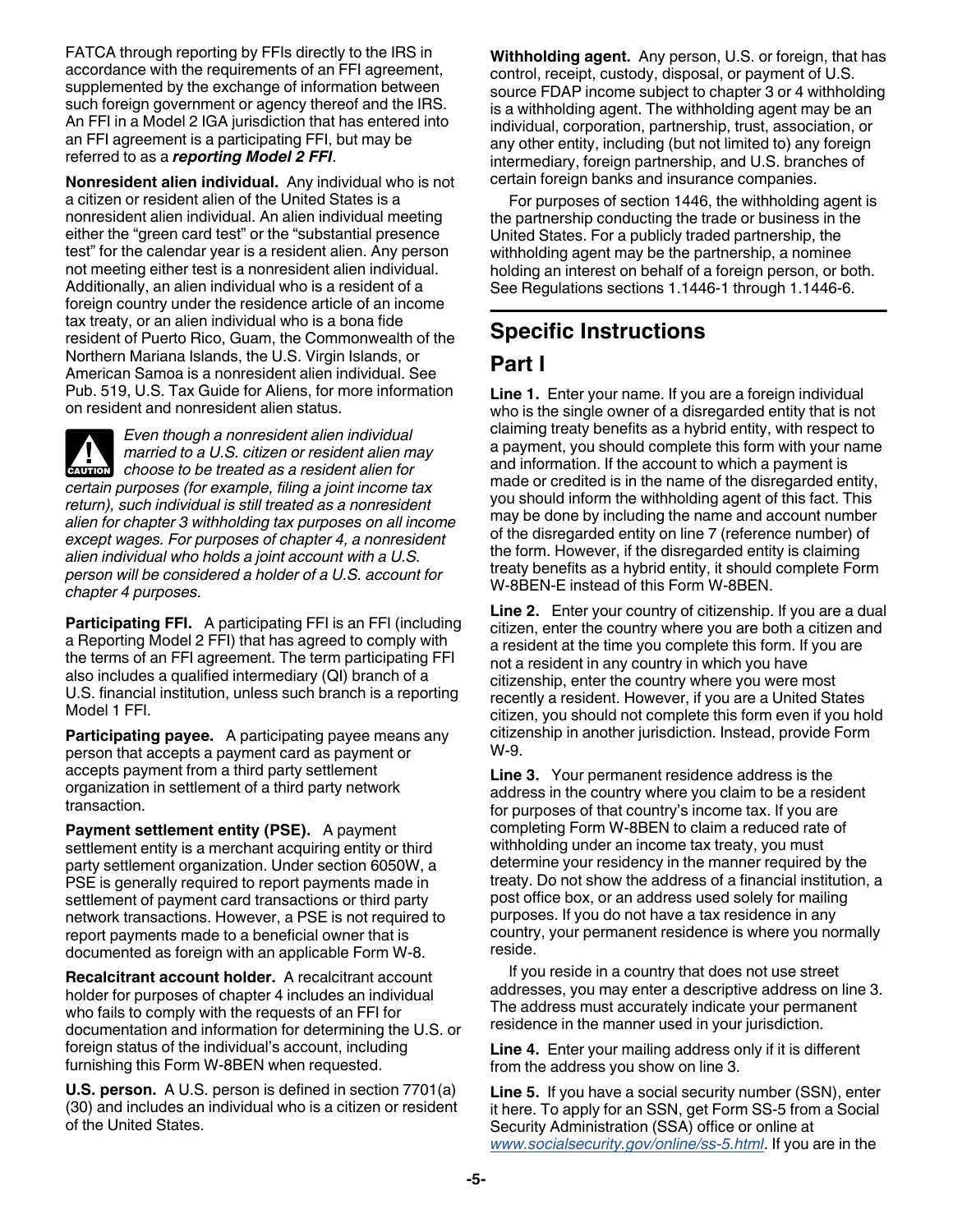FATCA through reporting by FFIs directly to the IRS in accordance with the requirements of an FFI agreement, supplemented by the exchange of information between such foreign government or agency thereof and the IRS. An FFI in a Model 2 IGA jurisdiction that has entered into an FFI agreement is a participating FFI, but may be referred to as a ***reporting Model 2 FFI***.

**Nonresident alien individual.** Any individual who is not a citizen or resident alien of the United States is a nonresident alien individual. An alien individual meeting either the "green card test" or the "substantial presence test" for the calendar year is a resident alien. Any person not meeting either test is a nonresident alien individual. Additionally, an alien individual who is a resident of a foreign country under the residence article of an income tax treaty, or an alien individual who is a bona fide resident of Puerto Rico, Guam, the Commonwealth of the Northern Mariana Islands, the U.S. Virgin Islands, or American Samoa is a nonresident alien individual. See Pub. 519, U.S. Tax Guide for Aliens, for more information on resident and nonresident alien status.

**CAUTION:** *Even though a nonresident alien individual married to a U.S. citizen or resident alien may choose to be treated as a resident alien for certain purposes (for example, filing a joint income tax return), such individual is still treated as a nonresident alien for chapter 3 withholding tax purposes on all income except wages. For purposes of chapter 4, a nonresident alien individual who holds a joint account with a U.S. person will be considered a holder of a U.S. account for chapter 4 purposes.*

**Participating FFI.** A participating FFI is an FFI (including a Reporting Model 2 FFI) that has agreed to comply with the terms of an FFI agreement. The term participating FFI also includes a qualified intermediary (QI) branch of a U.S. financial institution, unless such branch is a reporting Model 1 FFI.

**Participating payee.** A participating payee means any person that accepts a payment card as payment or accepts payment from a third party settlement organization in settlement of a third party network transaction.

**Payment settlement entity (PSE).** A payment settlement entity is a merchant acquiring entity or third party settlement organization. Under section 6050W, a PSE is generally required to report payments made in settlement of payment card transactions or third party network transactions. However, a PSE is not required to report payments made to a beneficial owner that is documented as foreign with an applicable Form W-8.

**Recalcitrant account holder.** A recalcitrant account holder for purposes of chapter 4 includes an individual who fails to comply with the requests of an FFI for documentation and information for determining the U.S. or foreign status of the individual's account, including furnishing this Form W-8BEN when requested.

**U.S. person.** A U.S. person is defined in section 7701(a)(30) and includes an individual who is a citizen or resident of the United States.

**Withholding agent.** Any person, U.S. or foreign, that has control, receipt, custody, disposal, or payment of U.S. source FDAP income subject to chapter 3 or 4 withholding is a withholding agent. The withholding agent may be an individual, corporation, partnership, trust, association, or any other entity, including (but not limited to) any foreign intermediary, foreign partnership, and U.S. branches of certain foreign banks and insurance companies.

For purposes of section 1446, the withholding agent is the partnership conducting the trade or business in the United States. For a publicly traded partnership, the withholding agent may be the partnership, a nominee holding an interest on behalf of a foreign person, or both. See Regulations sections 1.1446-1 through 1.1446-6.

# Specific Instructions

## Part I

**Line 1.** Enter your name. If you are a foreign individual who is the single owner of a disregarded entity that is not claiming treaty benefits as a hybrid entity, with respect to a payment, you should complete this form with your name and information. If the account to which a payment is made or credited is in the name of the disregarded entity, you should inform the withholding agent of this fact. This may be done by including the name and account number of the disregarded entity on line 7 (reference number) of the form. However, if the disregarded entity is claiming treaty benefits as a hybrid entity, it should complete Form W-8BEN-E instead of this Form W-8BEN.

**Line 2.** Enter your country of citizenship. If you are a dual citizen, enter the country where you are both a citizen and a resident at the time you complete this form. If you are not a resident in any country in which you have citizenship, enter the country where you were most recently a resident. However, if you are a United States citizen, you should not complete this form even if you hold citizenship in another jurisdiction. Instead, provide Form W-9.

**Line 3.** Your permanent residence address is the address in the country where you claim to be a resident for purposes of that country's income tax. If you are completing Form W-8BEN to claim a reduced rate of withholding under an income tax treaty, you must determine your residency in the manner required by the treaty. Do not show the address of a financial institution, a post office box, or an address used solely for mailing purposes. If you do not have a tax residence in any country, your permanent residence is where you normally reside.

If you reside in a country that does not use street addresses, you may enter a descriptive address on line 3. The address must accurately indicate your permanent residence in the manner used in your jurisdiction.

**Line 4.** Enter your mailing address only if it is different from the address you show on line 3.

**Line 5.** If you have a social security number (SSN), enter it here. To apply for an SSN, get Form SS-5 from a Social Security Administration (SSA) office or online at *www.socialsecurity.gov/online/ss-5.html*. If you are in the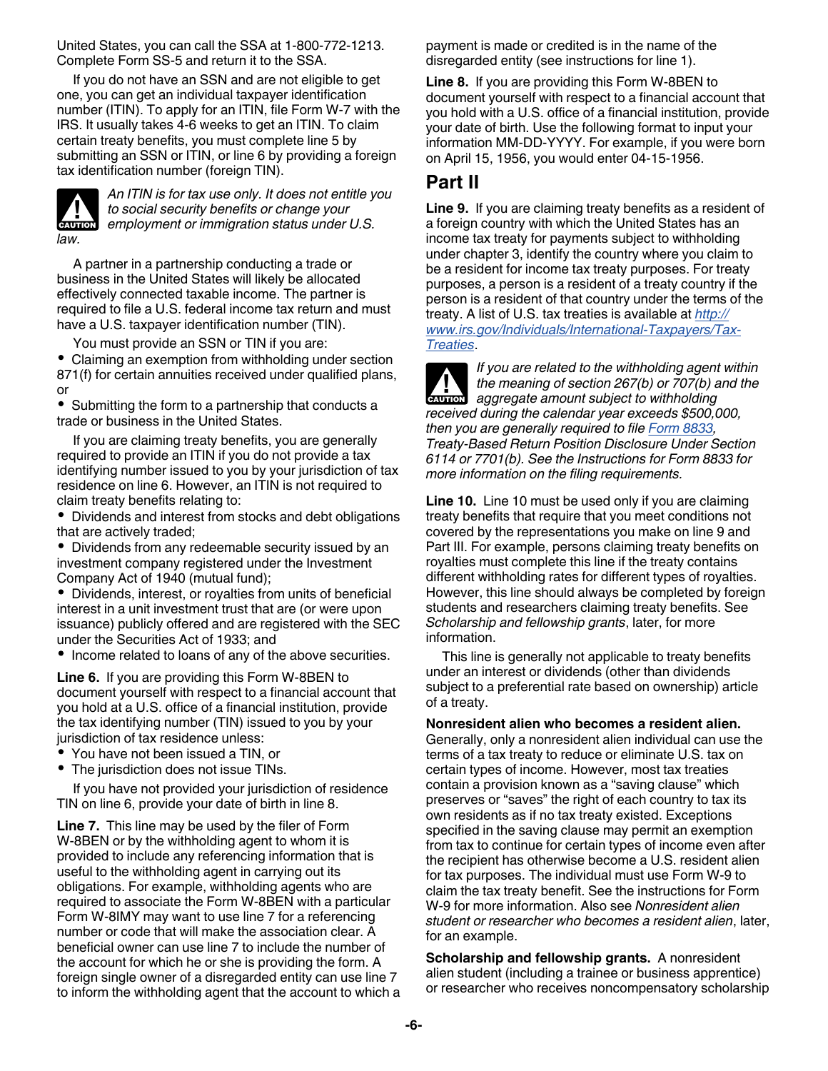United States, you can call the SSA at 1-800-772-1213. Complete Form SS-5 and return it to the SSA.

If you do not have an SSN and are not eligible to get one, you can get an individual taxpayer identification number (ITIN). To apply for an ITIN, file Form W-7 with the IRS. It usually takes 4-6 weeks to get an ITIN. To claim certain treaty benefits, you must complete line 5 by submitting an SSN or ITIN, or line 6 by providing a foreign tax identification number (foreign TIN).

**CAUTION** *An ITIN is for tax use only. It does not entitle you to social security benefits or change your employment or immigration status under U.S. law.*

A partner in a partnership conducting a trade or business in the United States will likely be allocated effectively connected taxable income. The partner is required to file a U.S. federal income tax return and must have a U.S. taxpayer identification number (TIN).

You must provide an SSN or TIN if you are:

- Claiming an exemption from withholding under section 871(f) for certain annuities received under qualified plans, or
- Submitting the form to a partnership that conducts a trade or business in the United States.

If you are claiming treaty benefits, you are generally required to provide an ITIN if you do not provide a tax identifying number issued to you by your jurisdiction of tax residence on line 6. However, an ITIN is not required to claim treaty benefits relating to:

- Dividends and interest from stocks and debt obligations that are actively traded;
- Dividends from any redeemable security issued by an investment company registered under the Investment Company Act of 1940 (mutual fund);
- Dividends, interest, or royalties from units of beneficial interest in a unit investment trust that are (or were upon issuance) publicly offered and are registered with the SEC under the Securities Act of 1933; and
- Income related to loans of any of the above securities.

**Line 6.** If you are providing this Form W-8BEN to document yourself with respect to a financial account that you hold at a U.S. office of a financial institution, provide the tax identifying number (TIN) issued to you by your jurisdiction of tax residence unless:

- You have not been issued a TIN, or
- The jurisdiction does not issue TINs.

If you have not provided your jurisdiction of residence TIN on line 6, provide your date of birth in line 8.

**Line 7.** This line may be used by the filer of Form W-8BEN or by the withholding agent to whom it is provided to include any referencing information that is useful to the withholding agent in carrying out its obligations. For example, withholding agents who are required to associate the Form W-8BEN with a particular Form W-8IMY may want to use line 7 for a referencing number or code that will make the association clear. A beneficial owner can use line 7 to include the number of the account for which he or she is providing the form. A foreign single owner of a disregarded entity can use line 7 to inform the withholding agent that the account to which a payment is made or credited is in the name of the disregarded entity (see instructions for line 1).

**Line 8.** If you are providing this Form W-8BEN to document yourself with respect to a financial account that you hold with a U.S. office of a financial institution, provide your date of birth. Use the following format to input your information MM-DD-YYYY. For example, if you were born on April 15, 1956, you would enter 04-15-1956.

## Part II

**Line 9.** If you are claiming treaty benefits as a resident of a foreign country with which the United States has an income tax treaty for payments subject to withholding under chapter 3, identify the country where you claim to be a resident for income tax treaty purposes. For treaty purposes, a person is a resident of a treaty country if the person is a resident of that country under the terms of the treaty. A list of U.S. tax treaties is available at http://www.irs.gov/Individuals/International-Taxpayers/Tax-Treaties.

**CAUTION** *If you are related to the withholding agent within the meaning of section 267(b) or 707(b) and the aggregate amount subject to withholding received during the calendar year exceeds $500,000, then you are generally required to file Form 8833, Treaty-Based Return Position Disclosure Under Section 6114 or 7701(b). See the Instructions for Form 8833 for more information on the filing requirements.*

**Line 10.** Line 10 must be used only if you are claiming treaty benefits that require that you meet conditions not covered by the representations you make on line 9 and Part III. For example, persons claiming treaty benefits on royalties must complete this line if the treaty contains different withholding rates for different types of royalties. However, this line should always be completed by foreign students and researchers claiming treaty benefits. See *Scholarship and fellowship grants*, later, for more information.

This line is generally not applicable to treaty benefits under an interest or dividends (other than dividends subject to a preferential rate based on ownership) article of a treaty.

**Nonresident alien who becomes a resident alien.** Generally, only a nonresident alien individual can use the terms of a tax treaty to reduce or eliminate U.S. tax on certain types of income. However, most tax treaties contain a provision known as a "saving clause" which preserves or "saves" the right of each country to tax its own residents as if no tax treaty existed. Exceptions specified in the saving clause may permit an exemption from tax to continue for certain types of income even after the recipient has otherwise become a U.S. resident alien for tax purposes. The individual must use Form W-9 to claim the tax treaty benefit. See the instructions for Form W-9 for more information. Also see *Nonresident alien student or researcher who becomes a resident alien*, later, for an example.

**Scholarship and fellowship grants.** A nonresident alien student (including a trainee or business apprentice) or researcher who receives noncompensatory scholarship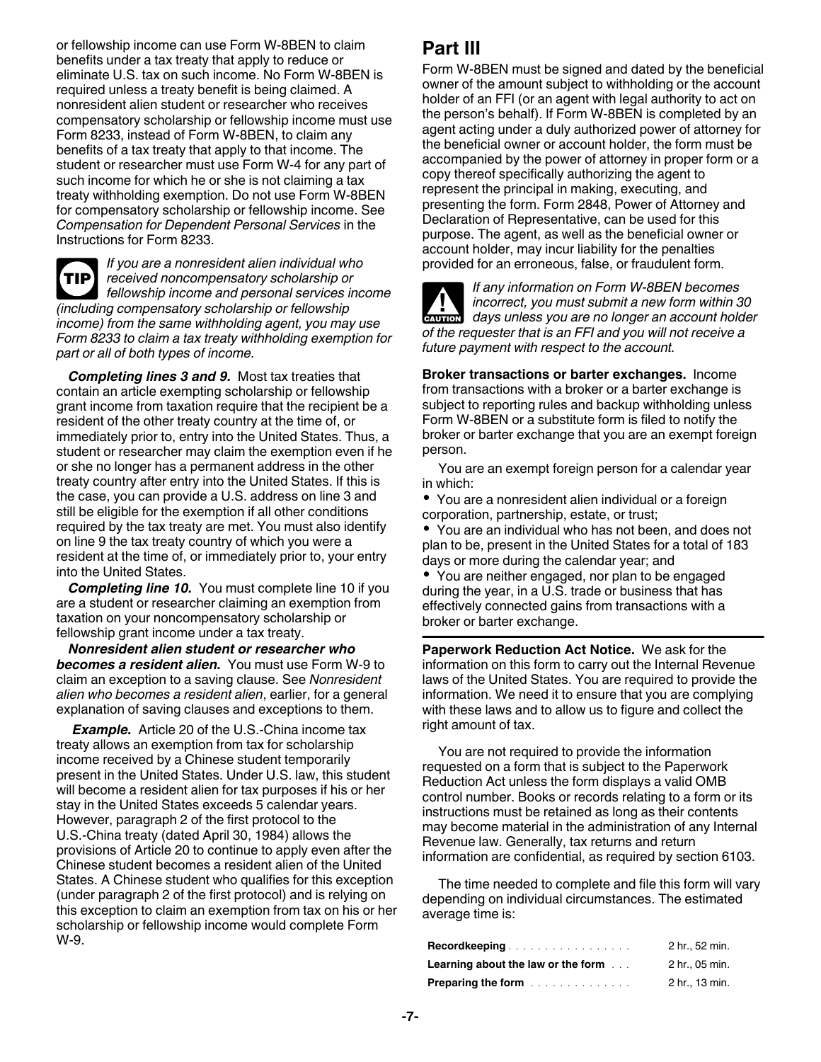or fellowship income can use Form W-8BEN to claim benefits under a tax treaty that apply to reduce or eliminate U.S. tax on such income. No Form W-8BEN is required unless a treaty benefit is being claimed. A nonresident alien student or researcher who receives compensatory scholarship or fellowship income must use Form 8233, instead of Form W-8BEN, to claim any benefits of a tax treaty that apply to that income. The student or researcher must use Form W-4 for any part of such income for which he or she is not claiming a tax treaty withholding exemption. Do not use Form W-8BEN for compensatory scholarship or fellowship income. See *Compensation for Dependent Personal Services* in the Instructions for Form 8233.

**TIP** *If you are a nonresident alien individual who received noncompensatory scholarship or fellowship income and personal services income (including compensatory scholarship or fellowship income) from the same withholding agent, you may use Form 8233 to claim a tax treaty withholding exemption for part or all of both types of income.*

***Completing lines 3 and 9.*** Most tax treaties that contain an article exempting scholarship or fellowship grant income from taxation require that the recipient be a resident of the other treaty country at the time of, or immediately prior to, entry into the United States. Thus, a student or researcher may claim the exemption even if he or she no longer has a permanent address in the other treaty country after entry into the United States. If this is the case, you can provide a U.S. address on line 3 and still be eligible for the exemption if all other conditions required by the tax treaty are met. You must also identify on line 9 the tax treaty country of which you were a resident at the time of, or immediately prior to, your entry into the United States.

***Completing line 10.*** You must complete line 10 if you are a student or researcher claiming an exemption from taxation on your noncompensatory scholarship or fellowship grant income under a tax treaty.

***Nonresident alien student or researcher who becomes a resident alien.*** You must use Form W-9 to claim an exception to a saving clause. See *Nonresident alien who becomes a resident alien*, earlier, for a general explanation of saving clauses and exceptions to them.

***Example.*** Article 20 of the U.S.-China income tax treaty allows an exemption from tax for scholarship income received by a Chinese student temporarily present in the United States. Under U.S. law, this student will become a resident alien for tax purposes if his or her stay in the United States exceeds 5 calendar years. However, paragraph 2 of the first protocol to the U.S.-China treaty (dated April 30, 1984) allows the provisions of Article 20 to continue to apply even after the Chinese student becomes a resident alien of the United States. A Chinese student who qualifies for this exception (under paragraph 2 of the first protocol) and is relying on this exception to claim an exemption from tax on his or her scholarship or fellowship income would complete Form W-9.

## Part III

Form W-8BEN must be signed and dated by the beneficial owner of the amount subject to withholding or the account holder of an FFI (or an agent with legal authority to act on the person's behalf). If Form W-8BEN is completed by an agent acting under a duly authorized power of attorney for the beneficial owner or account holder, the form must be accompanied by the power of attorney in proper form or a copy thereof specifically authorizing the agent to represent the principal in making, executing, and presenting the form. Form 2848, Power of Attorney and Declaration of Representative, can be used for this purpose. The agent, as well as the beneficial owner or account holder, may incur liability for the penalties provided for an erroneous, false, or fraudulent form.

**CAUTION** *If any information on Form W-8BEN becomes incorrect, you must submit a new form within 30 days unless you are no longer an account holder of the requester that is an FFI and you will not receive a future payment with respect to the account.*

**Broker transactions or barter exchanges.** Income from transactions with a broker or a barter exchange is subject to reporting rules and backup withholding unless Form W-8BEN or a substitute form is filed to notify the broker or barter exchange that you are an exempt foreign person.

You are an exempt foreign person for a calendar year in which:

- You are a nonresident alien individual or a foreign corporation, partnership, estate, or trust;
- You are an individual who has not been, and does not plan to be, present in the United States for a total of 183 days or more during the calendar year; and
- You are neither engaged, nor plan to be engaged during the year, in a U.S. trade or business that has effectively connected gains from transactions with a broker or barter exchange.

---

**Paperwork Reduction Act Notice.** We ask for the information on this form to carry out the Internal Revenue laws of the United States. You are required to provide the information. We need it to ensure that you are complying with these laws and to allow us to figure and collect the right amount of tax.

You are not required to provide the information requested on a form that is subject to the Paperwork Reduction Act unless the form displays a valid OMB control number. Books or records relating to a form or its instructions must be retained as long as their contents may become material in the administration of any Internal Revenue law. Generally, tax returns and return information are confidential, as required by section 6103.

The time needed to complete and file this form will vary depending on individual circumstances. The estimated average time is:

| | |
|---|---|
| **Recordkeeping** | 2 hr., 52 min. |
| **Learning about the law or the form** | 2 hr., 05 min. |
| **Preparing the form** | 2 hr., 13 min. |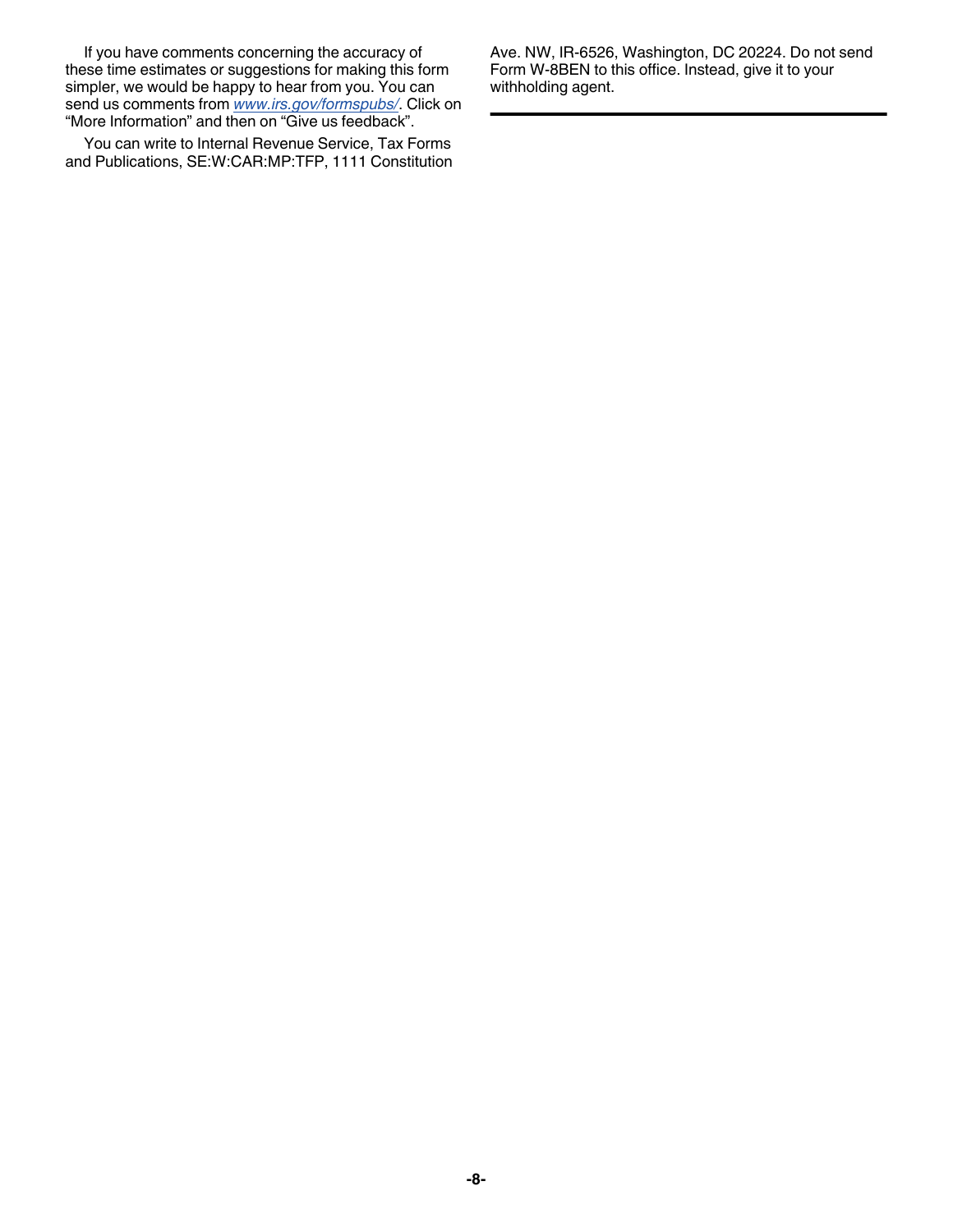If you have comments concerning the accuracy of these time estimates or suggestions for making this form simpler, we would be happy to hear from you. You can send us comments from *www.irs.gov/formspubs/*. Click on "More Information" and then on "Give us feedback".

You can write to Internal Revenue Service, Tax Forms and Publications, SE:W:CAR:MP:TFP, 1111 Constitution Ave. NW, IR-6526, Washington, DC 20224. Do not send Form W-8BEN to this office. Instead, give it to your withholding agent.